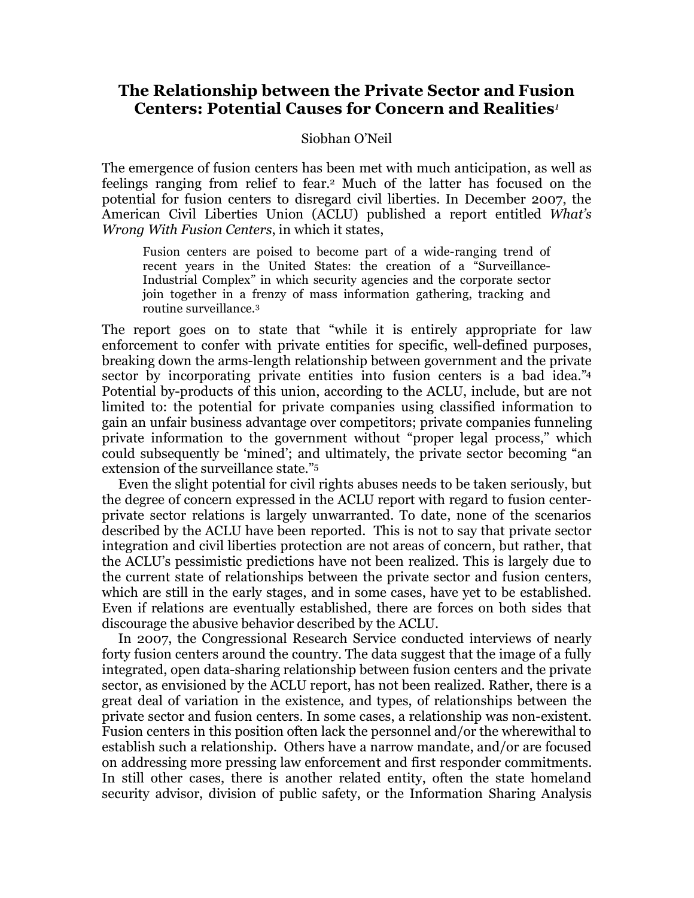# The Relationship between the Private Sector and Fusion Centers: Potential Causes for Concern and Realities[1]

Siobhan O'Neil

The emergence of fusion centers has been met with much anticipation, as well as feelings ranging from relief to fear.[2] Much of the latter has focused on the potential for fusion centers to disregard civil liberties. In December 2007, the American Civil Liberties Union (ACLU) published a report entitled *What's Wrong With Fusion Centers*, in which it states,

> Fusion centers are poised to become part of a wide-ranging trend of recent years in the United States: the creation of a "Surveillance-Industrial Complex" in which security agencies and the corporate sector join together in a frenzy of mass information gathering, tracking and routine surveillance.[3]

The report goes on to state that "while it is entirely appropriate for law enforcement to confer with private entities for specific, well-defined purposes, breaking down the arms-length relationship between government and the private sector by incorporating private entities into fusion centers is a bad idea."[4] Potential by-products of this union, according to the ACLU, include, but are not limited to: the potential for private companies using classified information to gain an unfair business advantage over competitors; private companies funneling private information to the government without "proper legal process," which could subsequently be 'mined'; and ultimately, the private sector becoming "an extension of the surveillance state."[5]

Even the slight potential for civil rights abuses needs to be taken seriously, but the degree of concern expressed in the ACLU report with regard to fusion center-private sector relations is largely unwarranted. To date, none of the scenarios described by the ACLU have been reported. This is not to say that private sector integration and civil liberties protection are not areas of concern, but rather, that the ACLU's pessimistic predictions have not been realized. This is largely due to the current state of relationships between the private sector and fusion centers, which are still in the early stages, and in some cases, have yet to be established. Even if relations are eventually established, there are forces on both sides that discourage the abusive behavior described by the ACLU.

In 2007, the Congressional Research Service conducted interviews of nearly forty fusion centers around the country. The data suggest that the image of a fully integrated, open data-sharing relationship between fusion centers and the private sector, as envisioned by the ACLU report, has not been realized. Rather, there is a great deal of variation in the existence, and types, of relationships between the private sector and fusion centers. In some cases, a relationship was non-existent. Fusion centers in this position often lack the personnel and/or the wherewithal to establish such a relationship. Others have a narrow mandate, and/or are focused on addressing more pressing law enforcement and first responder commitments. In still other cases, there is another related entity, often the state homeland security advisor, division of public safety, or the Information Sharing Analysis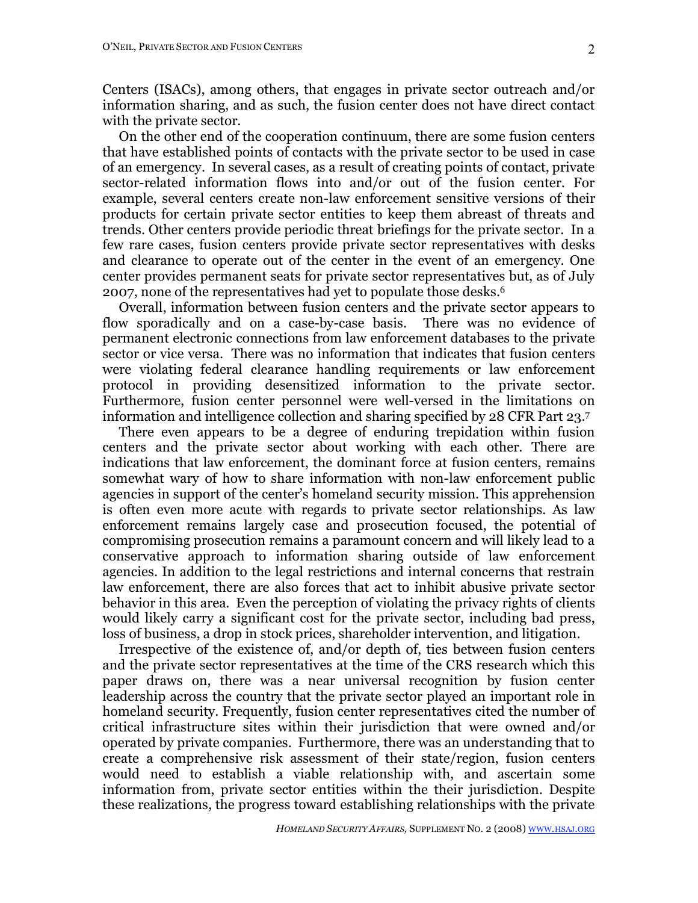Centers (ISACs), among others, that engages in private sector outreach and/or information sharing, and as such, the fusion center does not have direct contact with the private sector.

On the other end of the cooperation continuum, there are some fusion centers that have established points of contacts with the private sector to be used in case of an emergency. In several cases, as a result of creating points of contact, private sector-related information flows into and/or out of the fusion center. For example, several centers create non-law enforcement sensitive versions of their products for certain private sector entities to keep them abreast of threats and trends. Other centers provide periodic threat briefings for the private sector. In a few rare cases, fusion centers provide private sector representatives with desks and clearance to operate out of the center in the event of an emergency. One center provides permanent seats for private sector representatives but, as of July 2007, none of the representatives had yet to populate those desks.[6]

Overall, information between fusion centers and the private sector appears to flow sporadically and on a case-by-case basis. There was no evidence of permanent electronic connections from law enforcement databases to the private sector or vice versa. There was no information that indicates that fusion centers were violating federal clearance handling requirements or law enforcement protocol in providing desensitized information to the private sector. Furthermore, fusion center personnel were well-versed in the limitations on information and intelligence collection and sharing specified by 28 CFR Part 23.[7]

There even appears to be a degree of enduring trepidation within fusion centers and the private sector about working with each other. There are indications that law enforcement, the dominant force at fusion centers, remains somewhat wary of how to share information with non-law enforcement public agencies in support of the center's homeland security mission. This apprehension is often even more acute with regards to private sector relationships. As law enforcement remains largely case and prosecution focused, the potential of compromising prosecution remains a paramount concern and will likely lead to a conservative approach to information sharing outside of law enforcement agencies. In addition to the legal restrictions and internal concerns that restrain law enforcement, there are also forces that act to inhibit abusive private sector behavior in this area. Even the perception of violating the privacy rights of clients would likely carry a significant cost for the private sector, including bad press, loss of business, a drop in stock prices, shareholder intervention, and litigation.

Irrespective of the existence of, and/or depth of, ties between fusion centers and the private sector representatives at the time of the CRS research which this paper draws on, there was a near universal recognition by fusion center leadership across the country that the private sector played an important role in homeland security. Frequently, fusion center representatives cited the number of critical infrastructure sites within their jurisdiction that were owned and/or operated by private companies. Furthermore, there was an understanding that to create a comprehensive risk assessment of their state/region, fusion centers would need to establish a viable relationship with, and ascertain some information from, private sector entities within the their jurisdiction. Despite these realizations, the progress toward establishing relationships with the private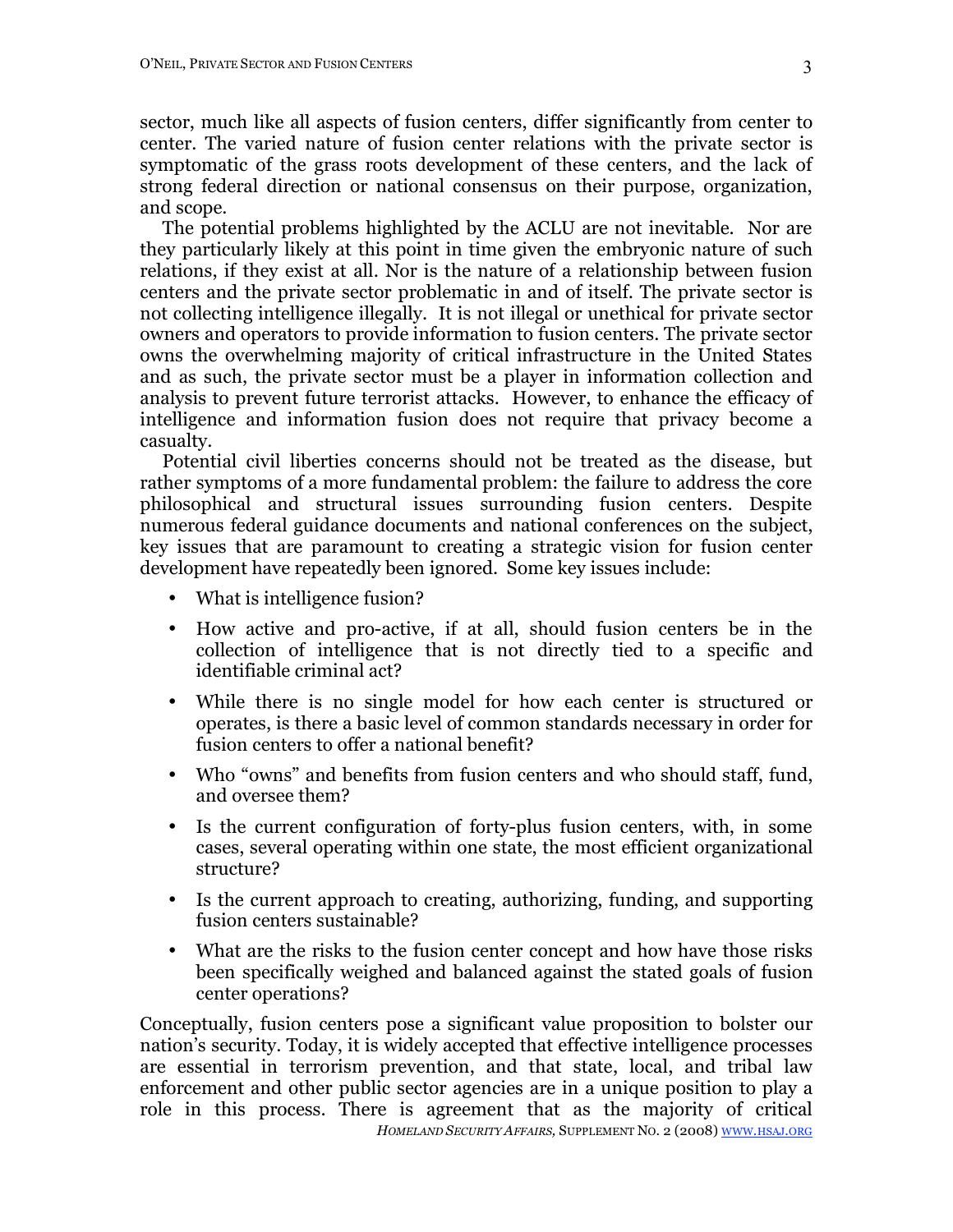sector, much like all aspects of fusion centers, differ significantly from center to center. The varied nature of fusion center relations with the private sector is symptomatic of the grass roots development of these centers, and the lack of strong federal direction or national consensus on their purpose, organization, and scope.

The potential problems highlighted by the ACLU are not inevitable. Nor are they particularly likely at this point in time given the embryonic nature of such relations, if they exist at all. Nor is the nature of a relationship between fusion centers and the private sector problematic in and of itself. The private sector is not collecting intelligence illegally. It is not illegal or unethical for private sector owners and operators to provide information to fusion centers. The private sector owns the overwhelming majority of critical infrastructure in the United States and as such, the private sector must be a player in information collection and analysis to prevent future terrorist attacks. However, to enhance the efficacy of intelligence and information fusion does not require that privacy become a casualty.

Potential civil liberties concerns should not be treated as the disease, but rather symptoms of a more fundamental problem: the failure to address the core philosophical and structural issues surrounding fusion centers. Despite numerous federal guidance documents and national conferences on the subject, key issues that are paramount to creating a strategic vision for fusion center development have repeatedly been ignored. Some key issues include:

- What is intelligence fusion?
- How active and pro-active, if at all, should fusion centers be in the collection of intelligence that is not directly tied to a specific and identifiable criminal act?
- While there is no single model for how each center is structured or operates, is there a basic level of common standards necessary in order for fusion centers to offer a national benefit?
- Who "owns" and benefits from fusion centers and who should staff, fund, and oversee them?
- Is the current configuration of forty-plus fusion centers, with, in some cases, several operating within one state, the most efficient organizational structure?
- Is the current approach to creating, authorizing, funding, and supporting fusion centers sustainable?
- What are the risks to the fusion center concept and how have those risks been specifically weighed and balanced against the stated goals of fusion center operations?

Conceptually, fusion centers pose a significant value proposition to bolster our nation's security. Today, it is widely accepted that effective intelligence processes are essential in terrorism prevention, and that state, local, and tribal law enforcement and other public sector agencies are in a unique position to play a role in this process. There is agreement that as the majority of critical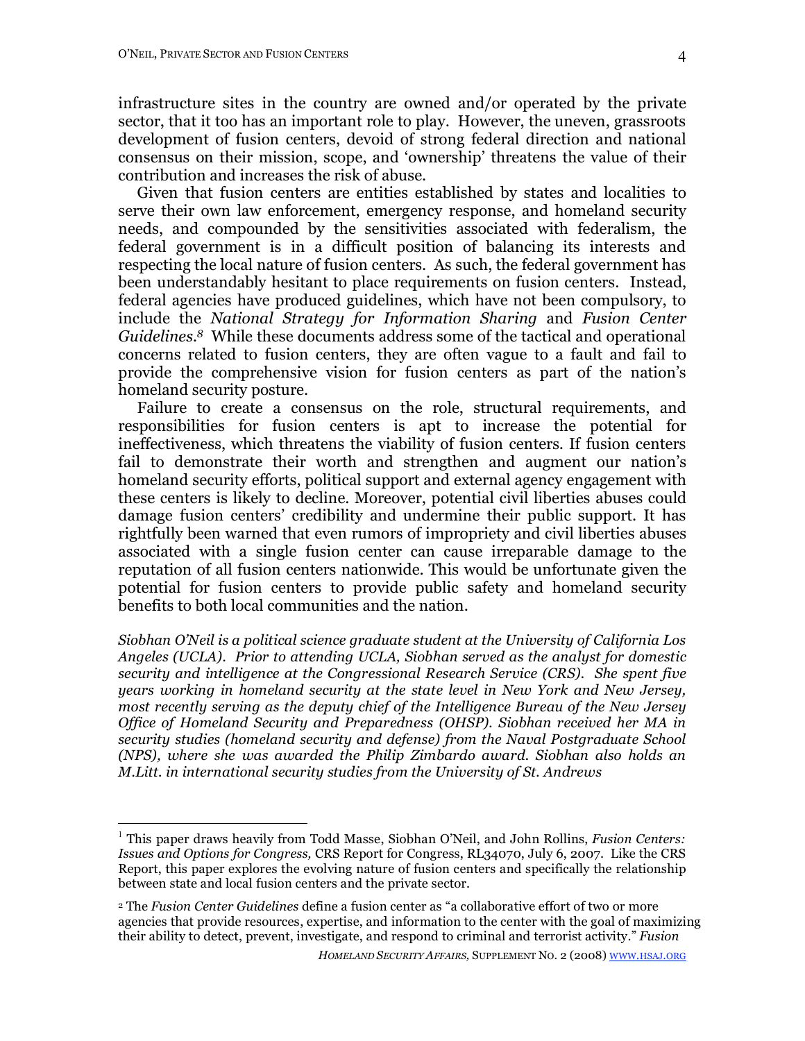infrastructure sites in the country are owned and/or operated by the private sector, that it too has an important role to play. However, the uneven, grassroots development of fusion centers, devoid of strong federal direction and national consensus on their mission, scope, and 'ownership' threatens the value of their contribution and increases the risk of abuse.

Given that fusion centers are entities established by states and localities to serve their own law enforcement, emergency response, and homeland security needs, and compounded by the sensitivities associated with federalism, the federal government is in a difficult position of balancing its interests and respecting the local nature of fusion centers. As such, the federal government has been understandably hesitant to place requirements on fusion centers. Instead, federal agencies have produced guidelines, which have not been compulsory, to include the *National Strategy for Information Sharing* and *Fusion Center Guidelines*.[8] While these documents address some of the tactical and operational concerns related to fusion centers, they are often vague to a fault and fail to provide the comprehensive vision for fusion centers as part of the nation's homeland security posture.

Failure to create a consensus on the role, structural requirements, and responsibilities for fusion centers is apt to increase the potential for ineffectiveness, which threatens the viability of fusion centers. If fusion centers fail to demonstrate their worth and strengthen and augment our nation's homeland security efforts, political support and external agency engagement with these centers is likely to decline. Moreover, potential civil liberties abuses could damage fusion centers' credibility and undermine their public support. It has rightfully been warned that even rumors of impropriety and civil liberties abuses associated with a single fusion center can cause irreparable damage to the reputation of all fusion centers nationwide. This would be unfortunate given the potential for fusion centers to provide public safety and homeland security benefits to both local communities and the nation.

*Siobhan O'Neil is a political science graduate student at the University of California Los Angeles (UCLA). Prior to attending UCLA, Siobhan served as the analyst for domestic security and intelligence at the Congressional Research Service (CRS). She spent five years working in homeland security at the state level in New York and New Jersey, most recently serving as the deputy chief of the Intelligence Bureau of the New Jersey Office of Homeland Security and Preparedness (OHSP). Siobhan received her MA in security studies (homeland security and defense) from the Naval Postgraduate School (NPS), where she was awarded the Philip Zimbardo award. Siobhan also holds an M.Litt. in international security studies from the University of St. Andrews*

---

[1] This paper draws heavily from Todd Masse, Siobhan O'Neil, and John Rollins, *Fusion Centers: Issues and Options for Congress,* CRS Report for Congress, RL34070, July 6, 2007. Like the CRS Report, this paper explores the evolving nature of fusion centers and specifically the relationship between state and local fusion centers and the private sector.

[2] The *Fusion Center Guidelines* define a fusion center as "a collaborative effort of two or more agencies that provide resources, expertise, and information to the center with the goal of maximizing their ability to detect, prevent, investigate, and respond to criminal and terrorist activity." *Fusion*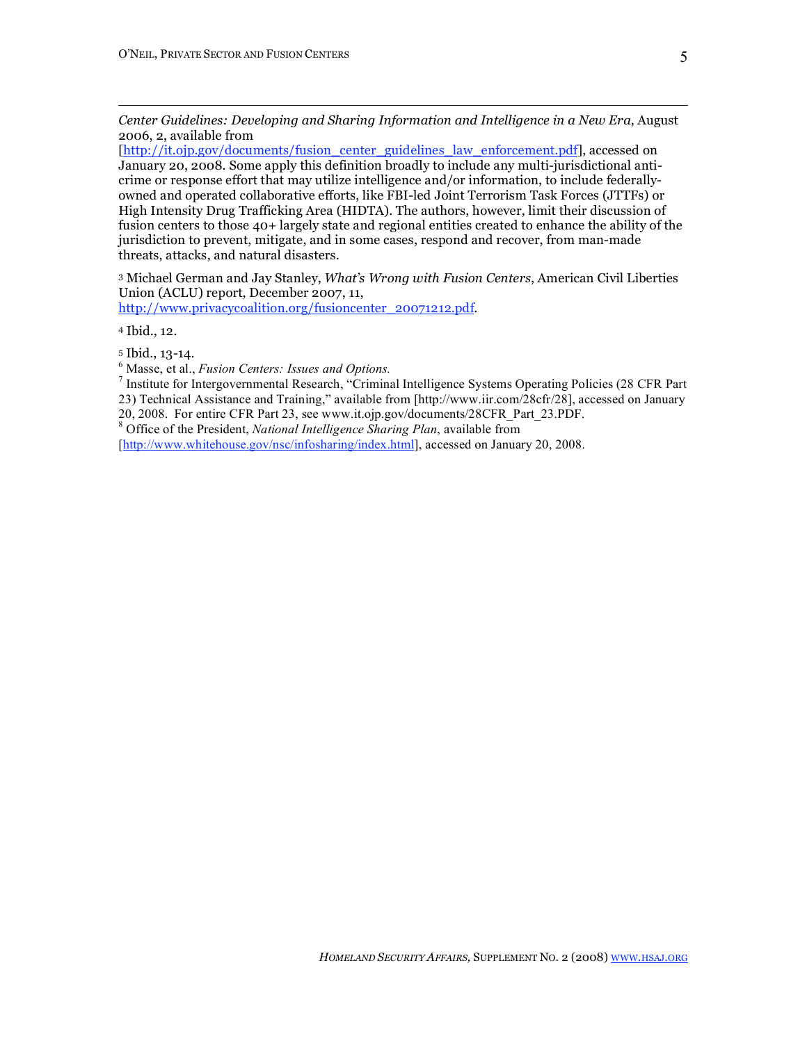*Center Guidelines: Developing and Sharing Information and Intelligence in a New Era*, August 2006, 2, available from [http://it.ojp.gov/documents/fusion_center_guidelines_law_enforcement.pdf], accessed on January 20, 2008. Some apply this definition broadly to include any multi-jurisdictional anti-crime or response effort that may utilize intelligence and/or information, to include federally-owned and operated collaborative efforts, like FBI-led Joint Terrorism Task Forces (JTTFs) or High Intensity Drug Trafficking Area (HIDTA). The authors, however, limit their discussion of fusion centers to those 40+ largely state and regional entities created to enhance the ability of the jurisdiction to prevent, mitigate, and in some cases, respond and recover, from man-made threats, attacks, and natural disasters.

[3] Michael German and Jay Stanley, *What's Wrong with Fusion Centers*, American Civil Liberties Union (ACLU) report, December 2007, 11, http://www.privacycoalition.org/fusioncenter_20071212.pdf.

[4] Ibid., 12.

[5] Ibid., 13-14.

[6] Masse, et al., *Fusion Centers: Issues and Options.*

[7] Institute for Intergovernmental Research, "Criminal Intelligence Systems Operating Policies (28 CFR Part 23) Technical Assistance and Training," available from [http://www.iir.com/28cfr/28], accessed on January 20, 2008. For entire CFR Part 23, see www.it.ojp.gov/documents/28CFR_Part_23.PDF.

[8] Office of the President, *National Intelligence Sharing Plan*, available from [http://www.whitehouse.gov/nsc/infosharing/index.html], accessed on January 20, 2008.